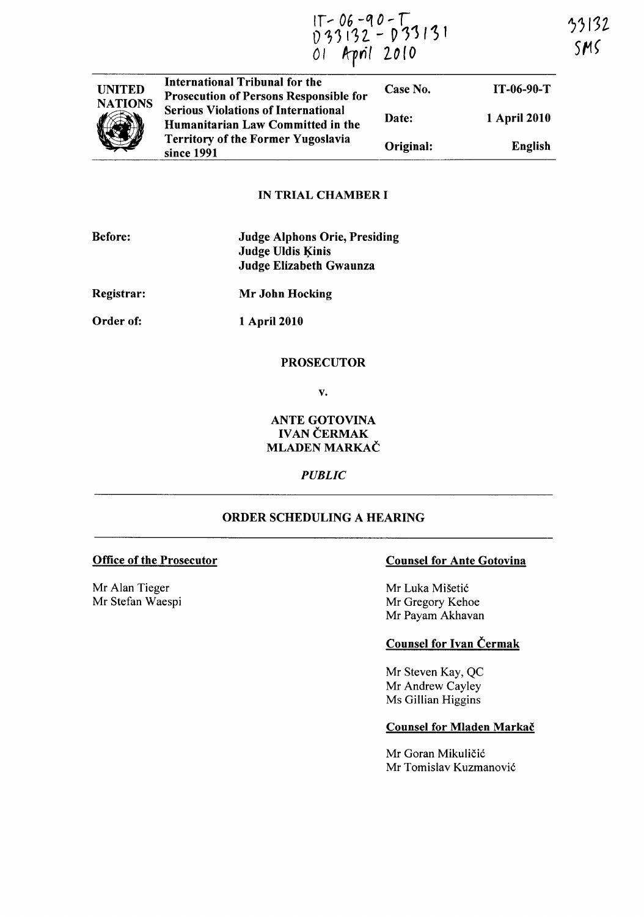IT-06-90-T
D33132 - D33131
01 April 2010

33132
SMS

| UNITED NATIONS | International Tribunal for the Prosecution of Persons Responsible for Serious Violations of International Humanitarian Law Committed in the Territory of the Former Yugoslavia since 1991 | Case No. | IT-06-90-T |
|---|---|---|---|
| | | Date: | 1 April 2010 |
| | | Original: | English |

**IN TRIAL CHAMBER I**

**Before:** **Judge Alphons Orie, Presiding**
**Judge Uldis Ķinis**
**Judge Elizabeth Gwaunza**

**Registrar:** **Mr John Hocking**

**Order of:** **1 April 2010**

**PROSECUTOR**

**v.**

**ANTE GOTOVINA**
**IVAN ČERMAK**
**MLADEN MARKAČ**

***PUBLIC***

**ORDER SCHEDULING A HEARING**

**Office of the Prosecutor**

Mr Alan Tieger
Mr Stefan Waespi

**Counsel for Ante Gotovina**

Mr Luka Mišetić
Mr Gregory Kehoe
Mr Payam Akhavan

**Counsel for Ivan Čermak**

Mr Steven Kay, QC
Mr Andrew Cayley
Ms Gillian Higgins

**Counsel for Mladen Markač**

Mr Goran Mikuličić
Mr Tomislav Kuzmanović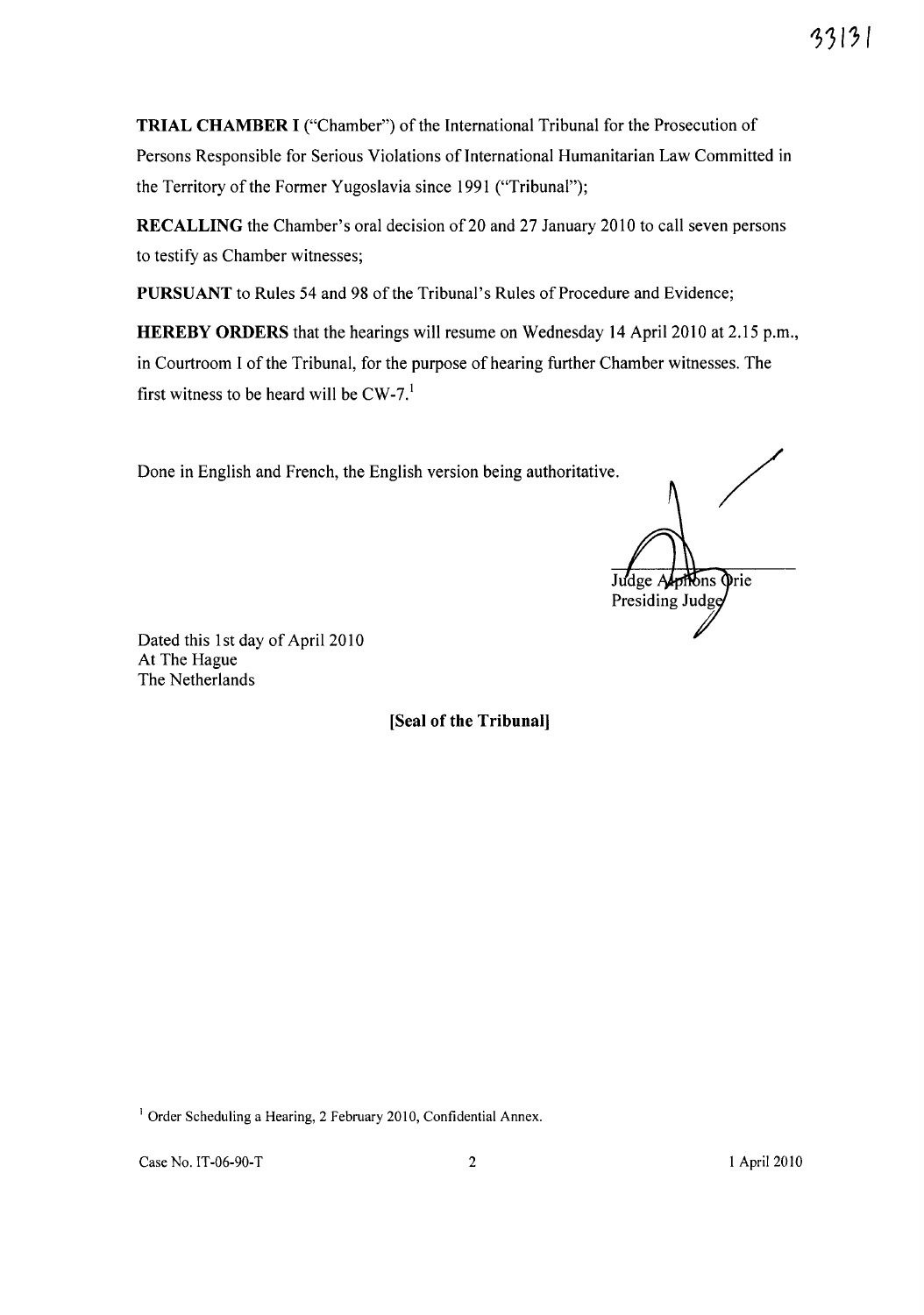**TRIAL CHAMBER I** ("Chamber") of the International Tribunal for the Prosecution of Persons Responsible for Serious Violations of International Humanitarian Law Committed in the Territory of the Former Yugoslavia since 1991 ("Tribunal");

**RECALLING** the Chamber's oral decision of 20 and 27 January 2010 to call seven persons to testify as Chamber witnesses;

**PURSUANT** to Rules 54 and 98 of the Tribunal's Rules of Procedure and Evidence;

**HEREBY ORDERS** that the hearings will resume on Wednesday 14 April 2010 at 2.15 p.m., in Courtroom I of the Tribunal, for the purpose of hearing further Chamber witnesses. The first witness to be heard will be CW-7.[1]

Done in English and French, the English version being authoritative.

Judge Alphons Orie
Presiding Judge

Dated this 1st day of April 2010
At The Hague
The Netherlands

**[Seal of the Tribunal]**

[1] Order Scheduling a Hearing, 2 February 2010, Confidential Annex.